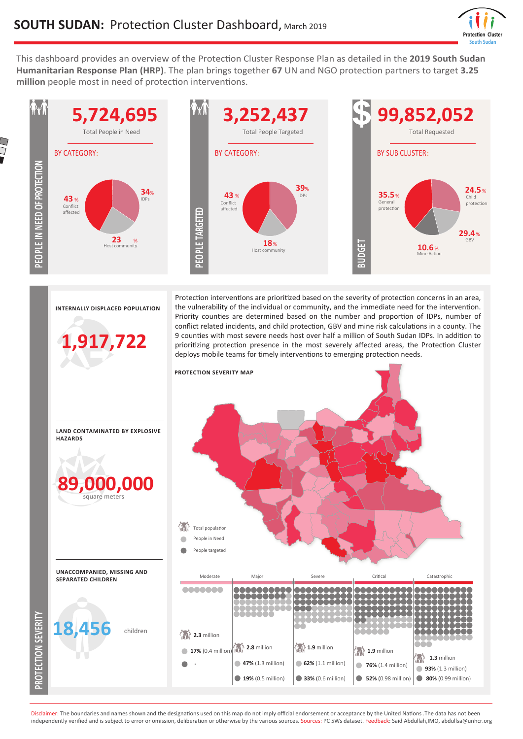# SOUTH SUDAN: Protection Cluster Dashboard, March 2019

Protection Cluster South Sudan

This dashboard provides an overview of the Protection Cluster Response Plan as detailed in the **2019 South Sudan Humanitarian Response Plan (HRP)**. The plan brings together **67** UN and NGO protection partners to target **3.25 million** people most in need of protection interventions.

## PEOPLE IN NEED OF PROTECTION

**5,724,695**

Total People in Need

BY CATEGORY:

- 43% Conflict affected
- 34% IDPs
- 23% Host community

## PEOPLE TARGETED

**3,252,437**

Total People Targeted

BY CATEGORY:

- 43% Conflict affected
- 39% IDPs
- 18% Host community

## BUDGET

**99,852,052**

Total Requested

BY SUB CLUSTER:

- 35.5% General protection
- 24.5% Child protection
- 29.4% GBV
- 10.6% Mine Action

## PROTECTION SEVERITY

**INTERNALLY DISPLACED POPULATION**

**1,917,722**

**LAND CONTAMINATED BY EXPLOSIVE HAZARDS**

**89,000,000** square meters

**UNACCOMPANIED, MISSING AND SEPARATED CHILDREN**

**18,456** children

Protection interventions are prioritized based on the severity of protection concerns in an area, the vulnerability of the individual or community, and the immediate need for the intervention. Priority counties are determined based on the number and proportion of IDPs, number of conflict related incidents, and child protection, GBV and mine risk calculations in a county. The 9 counties with most severe needs host over half a million of South Sudan IDPs. In addition to prioritizing protection presence in the most severely affected areas, the Protection Cluster deploys mobile teams for timely interventions to emerging protection needs.

**PROTECTION SEVERITY MAP**

Legend: Total population; People in Need; People targeted

| | Moderate | Major | Severe | Critical | Catastrophic |
|---|---|---|---|---|---|
| Total population | 2.3 million | 2.8 million | 1.9 million | 1.9 million | 1.3 million |
| People in Need | 17% (0.4 million) | 47% (1.3 million) | 62% (1.1 million) | 76% (1.4 million) | 93% (1.3 million) |
| People targeted | - | 19% (0.5 million) | 33% (0.6 million) | 52% (0.98 million) | 80% (0.99 million) |

Disclaimer: The boundaries and names shown and the designations used on this map do not imply official endorsement or acceptance by the United Nations .The data has not been independently verified and is subject to error or omission, deliberation or otherwise by the various sources. Sources: PC 5Ws dataset. Feedback: Said Abdullah,IMO, abdullsa@unhcr.org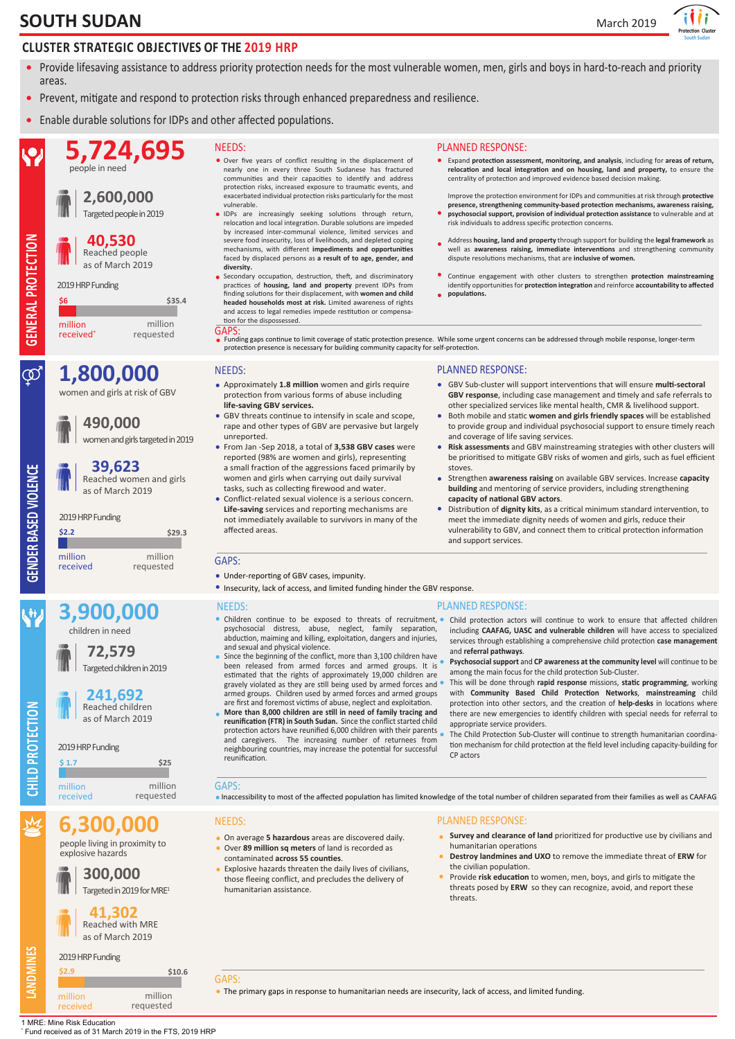# SOUTH SUDAN

March 2019

## CLUSTER STRATEGIC OBJECTIVES OF THE 2019 HRP

- Provide lifesaving assistance to address priority protection needs for the most vulnerable women, men, girls and boys in hard-to-reach and priority areas.
- Prevent, mitigate and respond to protection risks through enhanced preparedness and resilience.
- Enable durable solutions for IDPs and other affected populations.

## GENERAL PROTECTION

**5,724,695**
people in need

**2,600,000**
Targeted people in 2019

**40,530**
Reached people as of March 2019

2019 HRP Funding
$6 million received* | $35.4 million requested

### NEEDS:

- Over five years of conflict resulting in the displacement of nearly one in every three South Sudanese has fractured communities and their capacities to identify and address protection risks, increased exposure to traumatic events, and exacerbated individual protection risks particularly for the most vulnerable.
- IDPs are increasingly seeking solutions through return, relocation and local integration. Durable solutions are impeded by increased inter-communal violence, limited services and severe food insecurity, loss of livelihoods, and depleted coping mechanisms, with different **impediments and opportunities** faced by displaced persons as **a result of to age, gender, and diversity.**
- Secondary occupation, destruction, theft, and discriminatory practices of **housing, land and property** prevent IDPs from finding solutions for their displacement, with **women and child headed households most at risk.** Limited awareness of rights and access to legal remedies impede restitution or compensation for the dispossessed.

### PLANNED RESPONSE:

- Expand **protection assessment, monitoring, and analysis**, including for **areas of return, relocation and local integration and on housing, land and property**, to ensure the centrality of protection and improved evidence based decision making.
- Improve the protection environment for IDPs and communities at risk through **protective presence, strengthening community-based protection mechanisms, awareness raising, psychosocial support, provision of individual protection assistance** to vulnerable and at risk individuals to address specific protection concerns.
- Address **housing, land and property** through support for building the **legal framework** as well as **awareness raising, immediate interventions** and strengthening community dispute resolutions mechanisms, that are **inclusive of women.**
- Continue engagement with other clusters to strengthen **protection mainstreaming** identify opportunities for **protection integration** and reinforce **accountability to affected populations.**

### GAPS:

- Funding gaps continue to limit coverage of static protection presence. While some urgent concerns can be addressed through mobile response, longer-term protection presence is necessary for building community capacity for self-protection.

## GENDER BASED VIOLENCE

**1,800,000**
women and girls at risk of GBV

**490,000**
women and girls targeted in 2019

**39,623**
Reached women and girls as of March 2019

2019 HRP Funding
$2.2 million received | $29.3 million requested

### NEEDS:

- Approximately **1.8 million** women and girls require protection from various forms of abuse including **life-saving GBV services.**
- GBV threats continue to intensify in scale and scope, rape and other types of GBV are pervasive but largely unreported.
- From Jan -Sep 2018, a total of **3,538 GBV cases** were reported (98% are women and girls), representing a small fraction of the aggressions faced primarily by women and girls when carrying out daily survival tasks, such as collecting firewood and water.
- Conflict-related sexual violence is a serious concern. **Life-saving** services and reporting mechanisms are not immediately available to survivors in many of the affected areas.

### PLANNED RESPONSE:

- GBV Sub-cluster will support interventions that will ensure **multi-sectoral GBV response**, including case management and timely and safe referrals to other specialized services like mental health, CMR & livelihood support.
- Both mobile and static **women and girls friendly spaces** will be established to provide group and individual psychosocial support to ensure timely reach and coverage of life saving services.
- **Risk assessments** and GBV mainstreaming strategies with other clusters will be prioritised to mitigate GBV risks of women and girls, such as fuel efficient stoves.
- Strengthen **awareness raising** on available GBV services. Increase **capacity building** and mentoring of service providers, including strengthening **capacity of national GBV actors**.
- Distribution of **dignity kits**, as a critical minimum standard intervention, to meet the immediate dignity needs of women and girls, reduce their vulnerability to GBV, and connect them to critical protection information and support services.

### GAPS:

- Under-reporting of GBV cases, impunity.
- Insecurity, lack of access, and limited funding hinder the GBV response.

## CHILD PROTECTION

**3,900,000**
children in need

**72,579**
Targeted children in 2019

**241,692**
Reached children as of March 2019

2019 HRP Funding
$ 1.7 million received | $25 million requested

### NEEDS:

- Children continue to be exposed to threats of recruitment, psychosocial distress, abuse, neglect, family separation, abduction, maiming and killing, exploitation, dangers and injuries, and sexual and physical violence.
- Since the beginning of the conflict, more than 3,100 children have been released from armed forces and armed groups. It is estimated that the rights of approximately 19,000 children are gravely violated as they are still being used by armed forces and armed groups. Children used by armed forces and armed groups are first and foremost victims of abuse, neglect and exploitation.
- **More than 8,000 children are still in need of family tracing and reunification (FTR) in South Sudan.** Since the conflict started child protection actors have reunified 6,000 children with their parents and caregivers. The increasing number of returnees from neighbouring countries, may increase the potential for successful reunification.

### PLANNED RESPONSE:

- Child protection actors will continue to work to ensure that affected children including **CAAFAG, UASC and vulnerable children** will have access to specialized services through establishing a comprehensive child protection **case management** and **referral pathways**.
- **Psychosocial support** and **CP awareness at the community level** will continue to be among the main focus for the child protection Sub-Cluster.
- This will be done through **rapid response** missions, **static programming**, working with **Community Based Child Protection Networks, mainstreaming** child protection into other sectors, and the creation of **help-desks** in locations where there are new emergencies to identify children with special needs for referral to appropriate service providers.
- The Child Protection Sub-Cluster will continue to strength humanitarian coordination mechanism for child protection at the field level including capacity-building for CP actors

### GAPS:

- Inaccessibility to most of the affected population has limited knowledge of the total number of children separated from their families as well as CAAFAG

## LANDMINES

**6,300,000**
people living in proximity to explosive hazards

**300,000**
Targeted in 2019 for MRE[1]

**41,302**
Reached with MRE as of March 2019

2019 HRP Funding
$2.9 million received | $10.6 million requested

### NEEDS:

- On average **5 hazardous** areas are discovered daily.
- Over **89 million sq meters** of land is recorded as contaminated **across 55 counties**.
- Explosive hazards threaten the daily lives of civilians, those fleeing conflict, and precludes the delivery of humanitarian assistance.

### PLANNED RESPONSE:

- **Survey and clearance of land** prioritized for productive use by civilians and humanitarian operations
- **Destroy landmines and UXO** to remove the immediate threat of **ERW** for the civilian population.
- Provide **risk education** to women, men, boys, and girls to mitigate the threats posed by **ERW** so they can recognize, avoid, and report these threats.

### GAPS:

- The primary gaps in response to humanitarian needs are insecurity, lack of access, and limited funding.

1 MRE: Mine Risk Education
* Fund received as of 31 March 2019 in the FTS, 2019 HRP